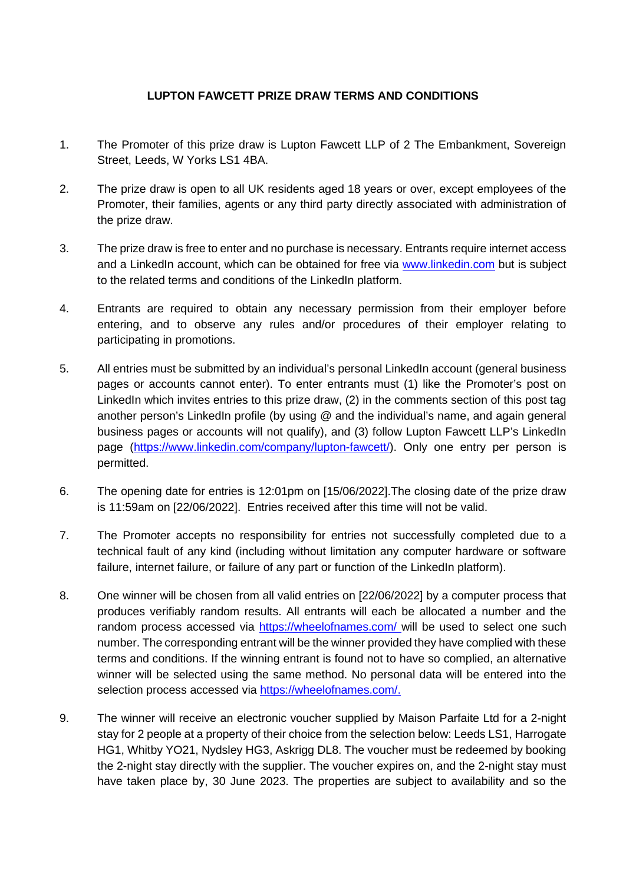# LUPTON FAWCETT PRIZE DRAW TERMS AND CONDITIONS

1. The Promoter of this prize draw is Lupton Fawcett LLP of 2 The Embankment, Sovereign Street, Leeds, W Yorks LS1 4BA.

2. The prize draw is open to all UK residents aged 18 years or over, except employees of the Promoter, their families, agents or any third party directly associated with administration of the prize draw.

3. The prize draw is free to enter and no purchase is necessary. Entrants require internet access and a LinkedIn account, which can be obtained for free via [www.linkedin.com](www.linkedin.com) but is subject to the related terms and conditions of the LinkedIn platform.

4. Entrants are required to obtain any necessary permission from their employer before entering, and to observe any rules and/or procedures of their employer relating to participating in promotions.

5. All entries must be submitted by an individual's personal LinkedIn account (general business pages or accounts cannot enter). To enter entrants must (1) like the Promoter's post on LinkedIn which invites entries to this prize draw, (2) in the comments section of this post tag another person's LinkedIn profile (by using @ and the individual's name, and again general business pages or accounts will not qualify), and (3) follow Lupton Fawcett LLP's LinkedIn page ([https://www.linkedin.com/company/lupton-fawcett/](https://www.linkedin.com/company/lupton-fawcett/)). Only one entry per person is permitted.

6. The opening date for entries is 12:01pm on [15/06/2022].The closing date of the prize draw is 11:59am on [22/06/2022]. Entries received after this time will not be valid.

7. The Promoter accepts no responsibility for entries not successfully completed due to a technical fault of any kind (including without limitation any computer hardware or software failure, internet failure, or failure of any part or function of the LinkedIn platform).

8. One winner will be chosen from all valid entries on [22/06/2022] by a computer process that produces verifiably random results. All entrants will each be allocated a number and the random process accessed via [https://wheelofnames.com/](https://wheelofnames.com/) will be used to select one such number. The corresponding entrant will be the winner provided they have complied with these terms and conditions. If the winning entrant is found not to have so complied, an alternative winner will be selected using the same method. No personal data will be entered into the selection process accessed via [https://wheelofnames.com/.](https://wheelofnames.com/)

9. The winner will receive an electronic voucher supplied by Maison Parfaite Ltd for a 2-night stay for 2 people at a property of their choice from the selection below: Leeds LS1, Harrogate HG1, Whitby YO21, Nydsley HG3, Askrigg DL8. The voucher must be redeemed by booking the 2-night stay directly with the supplier. The voucher expires on, and the 2-night stay must have taken place by, 30 June 2023. The properties are subject to availability and so the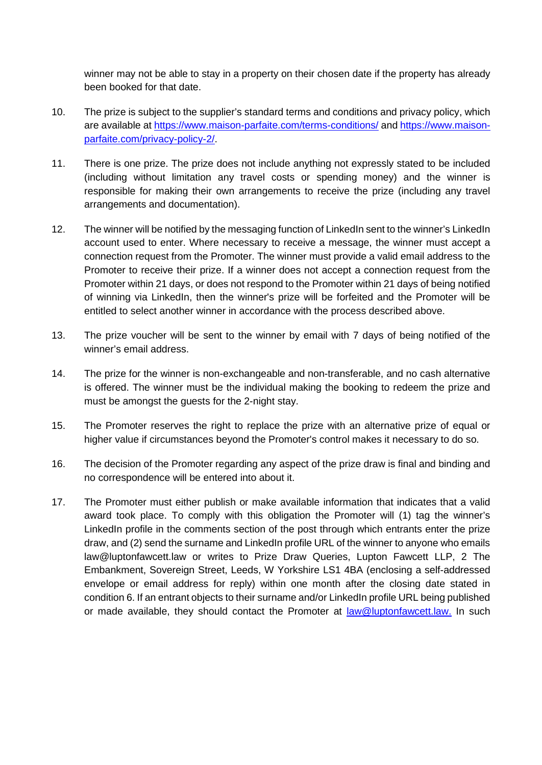winner may not be able to stay in a property on their chosen date if the property has already been booked for that date.

10. The prize is subject to the supplier's standard terms and conditions and privacy policy, which are available at [https://www.maison-parfaite.com/terms-conditions/](https://www.maison-parfaite.com/terms-conditions/) and [https://www.maison-parfaite.com/privacy-policy-2/](https://www.maison-parfaite.com/privacy-policy-2/).

11. There is one prize. The prize does not include anything not expressly stated to be included (including without limitation any travel costs or spending money) and the winner is responsible for making their own arrangements to receive the prize (including any travel arrangements and documentation).

12. The winner will be notified by the messaging function of LinkedIn sent to the winner's LinkedIn account used to enter. Where necessary to receive a message, the winner must accept a connection request from the Promoter. The winner must provide a valid email address to the Promoter to receive their prize. If a winner does not accept a connection request from the Promoter within 21 days, or does not respond to the Promoter within 21 days of being notified of winning via LinkedIn, then the winner's prize will be forfeited and the Promoter will be entitled to select another winner in accordance with the process described above.

13. The prize voucher will be sent to the winner by email with 7 days of being notified of the winner's email address.

14. The prize for the winner is non-exchangeable and non-transferable, and no cash alternative is offered. The winner must be the individual making the booking to redeem the prize and must be amongst the guests for the 2-night stay.

15. The Promoter reserves the right to replace the prize with an alternative prize of equal or higher value if circumstances beyond the Promoter's control makes it necessary to do so.

16. The decision of the Promoter regarding any aspect of the prize draw is final and binding and no correspondence will be entered into about it.

17. The Promoter must either publish or make available information that indicates that a valid award took place. To comply with this obligation the Promoter will (1) tag the winner's LinkedIn profile in the comments section of the post through which entrants enter the prize draw, and (2) send the surname and LinkedIn profile URL of the winner to anyone who emails law@luptonfawcett.law or writes to Prize Draw Queries, Lupton Fawcett LLP, 2 The Embankment, Sovereign Street, Leeds, W Yorkshire LS1 4BA (enclosing a self-addressed envelope or email address for reply) within one month after the closing date stated in condition 6. If an entrant objects to their surname and/or LinkedIn profile URL being published or made available, they should contact the Promoter at [law@luptonfawcett.law.](mailto:law@luptonfawcett.law) In such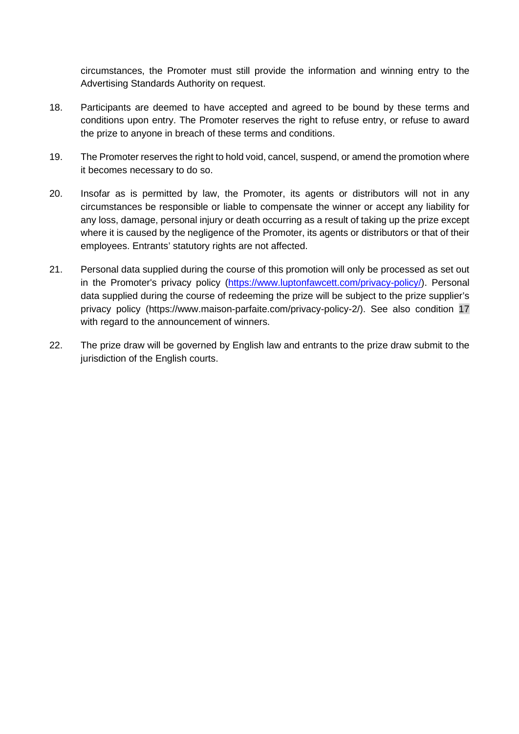circumstances, the Promoter must still provide the information and winning entry to the Advertising Standards Authority on request.

18. Participants are deemed to have accepted and agreed to be bound by these terms and conditions upon entry. The Promoter reserves the right to refuse entry, or refuse to award the prize to anyone in breach of these terms and conditions.

19. The Promoter reserves the right to hold void, cancel, suspend, or amend the promotion where it becomes necessary to do so.

20. Insofar as is permitted by law, the Promoter, its agents or distributors will not in any circumstances be responsible or liable to compensate the winner or accept any liability for any loss, damage, personal injury or death occurring as a result of taking up the prize except where it is caused by the negligence of the Promoter, its agents or distributors or that of their employees. Entrants' statutory rights are not affected.

21. Personal data supplied during the course of this promotion will only be processed as set out in the Promoter's privacy policy ([https://www.luptonfawcett.com/privacy-policy/](https://www.luptonfawcett.com/privacy-policy/)). Personal data supplied during the course of redeeming the prize will be subject to the prize supplier's privacy policy (https://www.maison-parfaite.com/privacy-policy-2/). See also condition 17 with regard to the announcement of winners.

22. The prize draw will be governed by English law and entrants to the prize draw submit to the jurisdiction of the English courts.